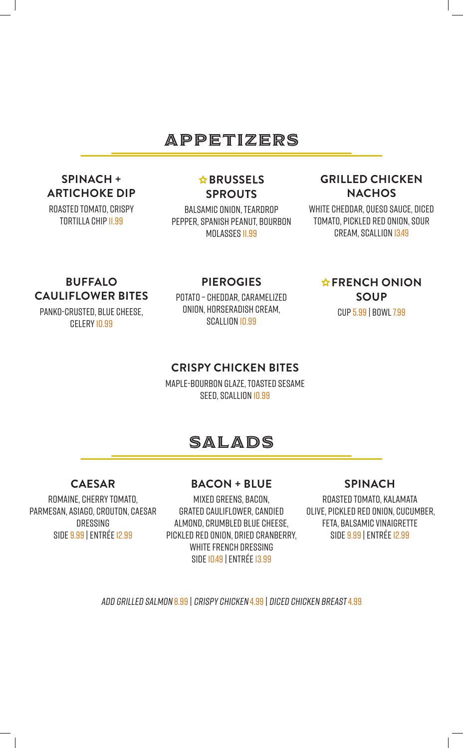# APPETIZERS

### SPINACH + ARTICHOKE DIP

ROASTED TOMATO, CRISPY TORTILLA CHIP 11.99

### ☆ BRUSSELS SPROUTS

BALSAMIC ONION, TEARDROP PEPPER, SPANISH PEANUT, BOURBON MOLASSES 11.99

### GRILLED CHICKEN NACHOS

WHITE CHEDDAR, QUESO SAUCE, DICED TOMATO, PICKLED RED ONION, SOUR CREAM, SCALLION 13.49

### BUFFALO CAULIFLOWER BITES

PANKO-CRUSTED, BLUE CHEESE, CELERY 10.99

### PIEROGIES

POTATO – CHEDDAR, CARAMELIZED ONION, HORSERADISH CREAM, SCALLION 10.99

### ☆ FRENCH ONION SOUP

CUP 5.99 | BOWL 7.99

### CRISPY CHICKEN BITES

MAPLE-BOURBON GLAZE, TOASTED SESAME SEED, SCALLION 10.99

# SALADS

### CAESAR

ROMAINE, CHERRY TOMATO, PARMESAN, ASIAGO, CROUTON, CAESAR DRESSING

SIDE 9.99 | ENTRÉE 12.99

### BACON + BLUE

MIXED GREENS, BACON, GRATED CAULIFLOWER, CANDIED ALMOND, CRUMBLED BLUE CHEESE, PICKLED RED ONION, DRIED CRANBERRY, WHITE FRENCH DRESSING

SIDE 10.49 | ENTRÉE 13.99

### SPINACH

ROASTED TOMATO, KALAMATA OLIVE, PICKLED RED ONION, CUCUMBER, FETA, BALSAMIC VINAIGRETTE

SIDE 9.99 | ENTRÉE 12.99

*ADD GRILLED SALMON* 8.99 | *CRISPY CHICKEN* 4.99 | *DICED CHICKEN BREAST* 4.99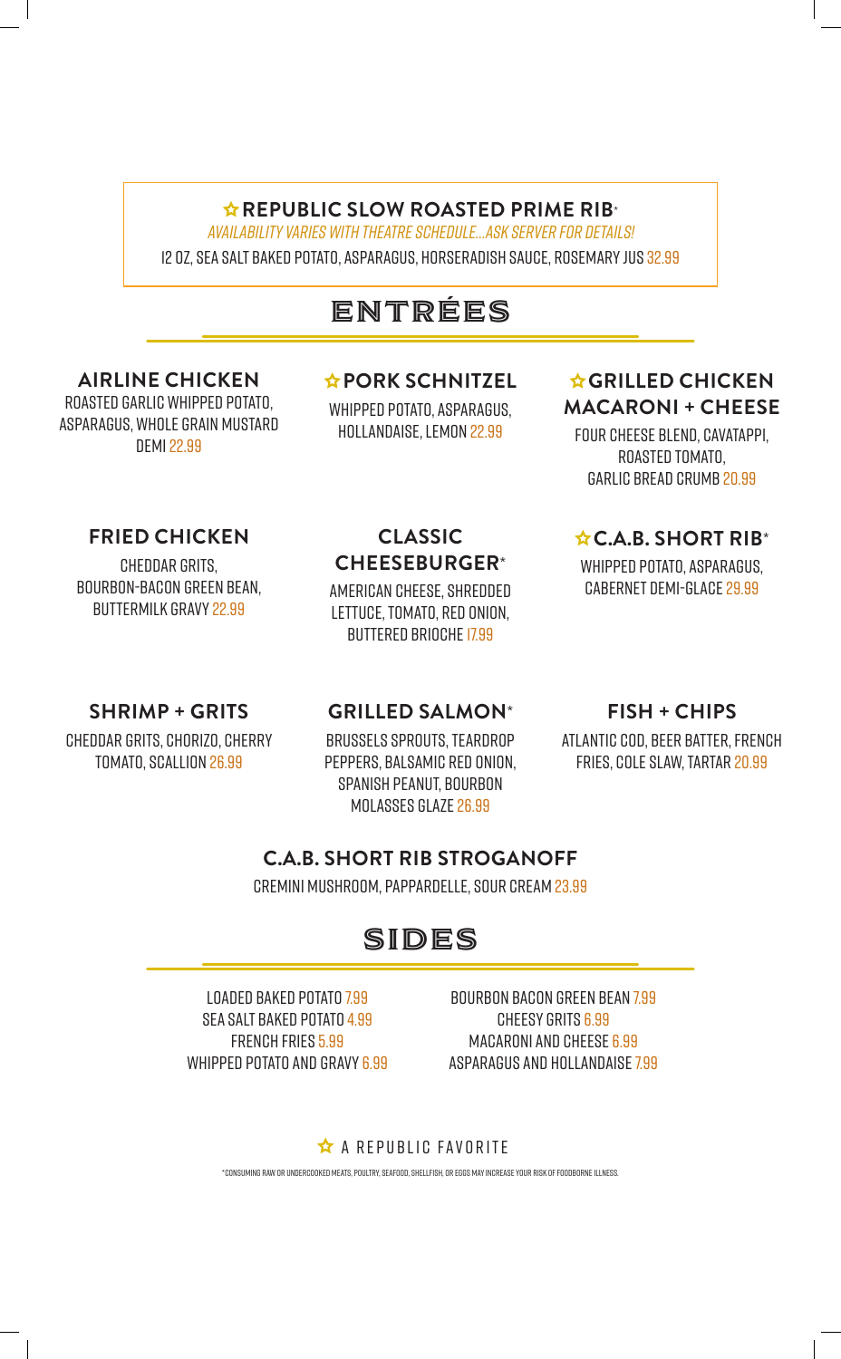### ☆ REPUBLIC SLOW ROASTED PRIME RIB*

*AVAILABILITY VARIES WITH THEATRE SCHEDULE...ASK SERVER FOR DETAILS!*

12 OZ, SEA SALT BAKED POTATO, ASPARAGUS, HORSERADISH SAUCE, ROSEMARY JUS 32.99

# ENTRÉES

### AIRLINE CHICKEN

ROASTED GARLIC WHIPPED POTATO, ASPARAGUS, WHOLE GRAIN MUSTARD DEMI 22.99

### ☆ PORK SCHNITZEL

WHIPPED POTATO, ASPARAGUS, HOLLANDAISE, LEMON 22.99

### ☆ GRILLED CHICKEN MACARONI + CHEESE

FOUR CHEESE BLEND, CAVATAPPI, ROASTED TOMATO, GARLIC BREAD CRUMB 20.99

### FRIED CHICKEN

CHEDDAR GRITS, BOURBON-BACON GREEN BEAN, BUTTERMILK GRAVY 22.99

### CLASSIC CHEESEBURGER*

AMERICAN CHEESE, SHREDDED LETTUCE, TOMATO, RED ONION, BUTTERED BRIOCHE 17.99

### ☆ C.A.B. SHORT RIB*

WHIPPED POTATO, ASPARAGUS, CABERNET DEMI-GLACE 29.99

### SHRIMP + GRITS

CHEDDAR GRITS, CHORIZO, CHERRY TOMATO, SCALLION 26.99

### GRILLED SALMON*

BRUSSELS SPROUTS, TEARDROP PEPPERS, BALSAMIC RED ONION, SPANISH PEANUT, BOURBON MOLASSES GLAZE 26.99

### FISH + CHIPS

ATLANTIC COD, BEER BATTER, FRENCH FRIES, COLE SLAW, TARTAR 20.99

### C.A.B. SHORT RIB STROGANOFF

CREMINI MUSHROOM, PAPPARDELLE, SOUR CREAM 23.99

# SIDES

LOADED BAKED POTATO 7.99
SEA SALT BAKED POTATO 4.99
FRENCH FRIES 5.99
WHIPPED POTATO AND GRAVY 6.99

BOURBON BACON GREEN BEAN 7.99
CHEESY GRITS 6.99
MACARONI AND CHEESE 6.99
ASPARAGUS AND HOLLANDAISE 7.99

☆ A REPUBLIC FAVORITE

*CONSUMING RAW OR UNDERCOOKED MEATS, POULTRY, SEAFOOD, SHELLFISH, OR EGGS MAY INCREASE YOUR RISK OF FOODBORNE ILLNESS.